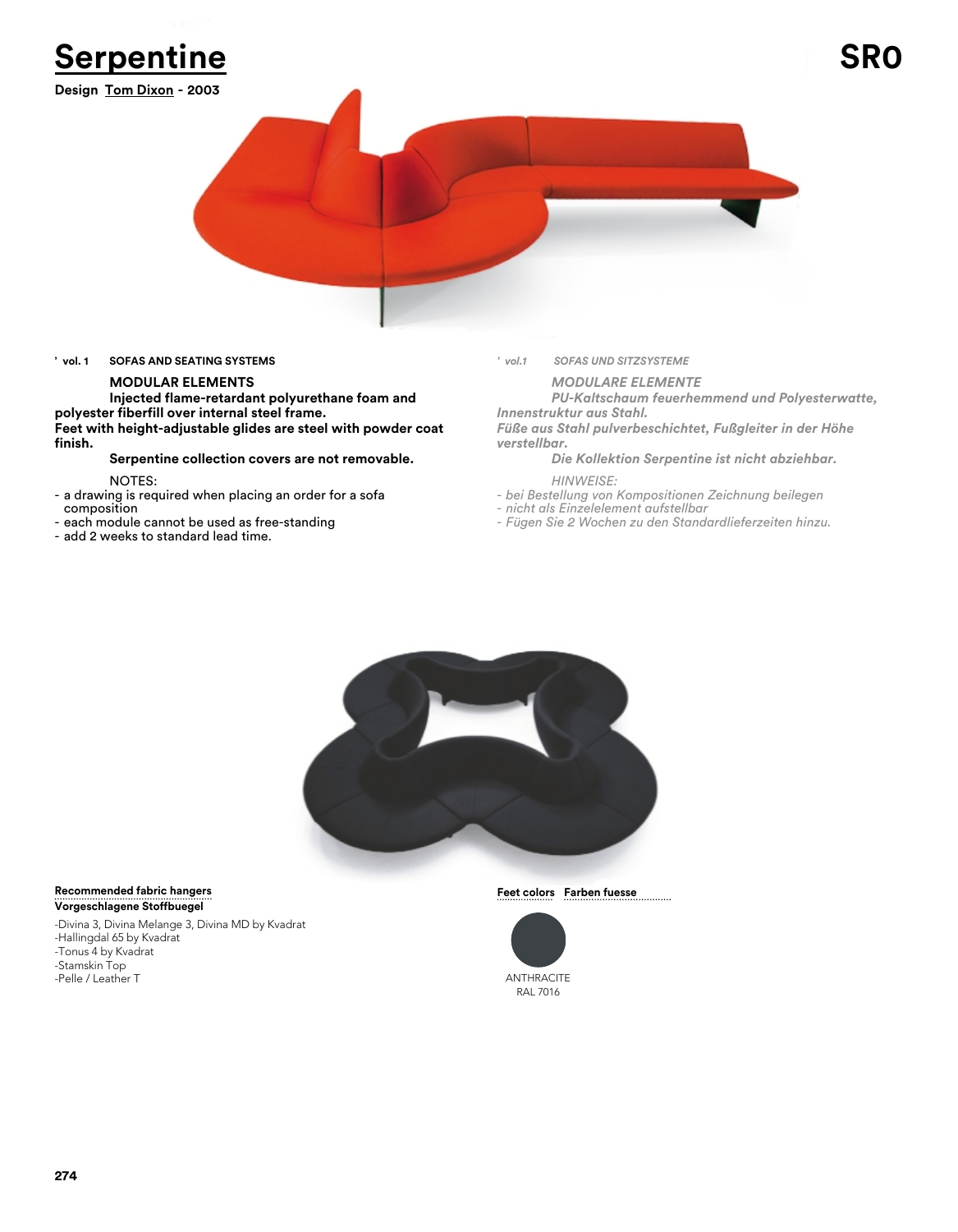# Serpentine

**SRO**

**Design Tom Dixon - 2003**

’ **vol. 1** **SOFAS AND SEATING SYSTEMS**

**MODULAR ELEMENTS**

**Injected flame-retardant polyurethane foam and polyester fiberfill over internal steel frame.**
**Feet with height-adjustable glides are steel with powder coat finish.**

**Serpentine collection covers are not removable.**

NOTES:

- a drawing is required when placing an order for a sofa composition
- each module cannot be used as free-standing
- add 2 weeks to standard lead time.

’ *vol.1* *SOFAS UND SITZSYSTEME*

***MODULARE ELEMENTE***

***PU-Kaltschaum feuerhemmend und Polyesterwatte, Innenstruktur aus Stahl.***
***Füße aus Stahl pulverbeschichtet, Fußgleiter in der Höhe verstellbar.***

***Die Kollektion Serpentine ist nicht abziehbar.***

*HINWEISE:*

- *bei Bestellung von Kompositionen Zeichnung beilegen*
- *nicht als Einzelelement aufstellbar*
- *Fügen Sie 2 Wochen zu den Standardlieferzeiten hinzu.*

**Recommended fabric hangers**
**Vorgeschlagene Stoffbuegel**

-Divina 3, Divina Melange 3, Divina MD by Kvadrat
-Hallingdal 65 by Kvadrat
-Tonus 4 by Kvadrat
-Stamskin Top
-Pelle / Leather T

**Feet colors** **Farben fuesse**

ANTHRACITE
RAL 7016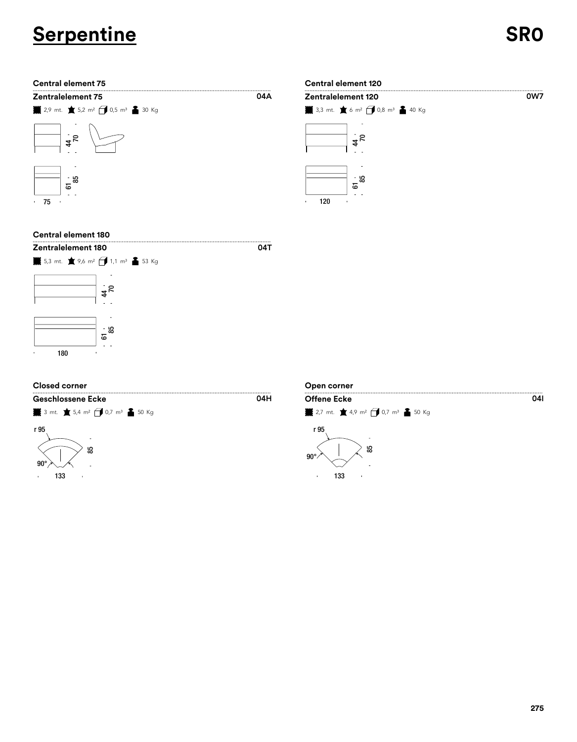# Serpentine

**SR0**

## Central element 75

**Zentralelement 75** — 04A

2,9 mt. 5,2 m² 0,5 m³ 30 Kg

44 70

61 85

75

## Central element 120

**Zentralelement 120** — 0W7

3,3 mt. 6 m² 0,8 m³ 40 Kg

44 70

61 85

120

## Central element 180

**Zentralelement 180** — 04T

5,3 mt. 9,6 m² 1,1 m³ 53 Kg

44 70

61 85

180

## Closed corner

**Geschlossene Ecke** — 04H

3 mt. 5,4 m² 0,7 m³ 50 Kg

r 95

85

90°

133

## Open corner

**Offene Ecke** — 04I

2,7 mt. 4,9 m² 0,7 m³ 50 Kg

r 95

85

90°

133